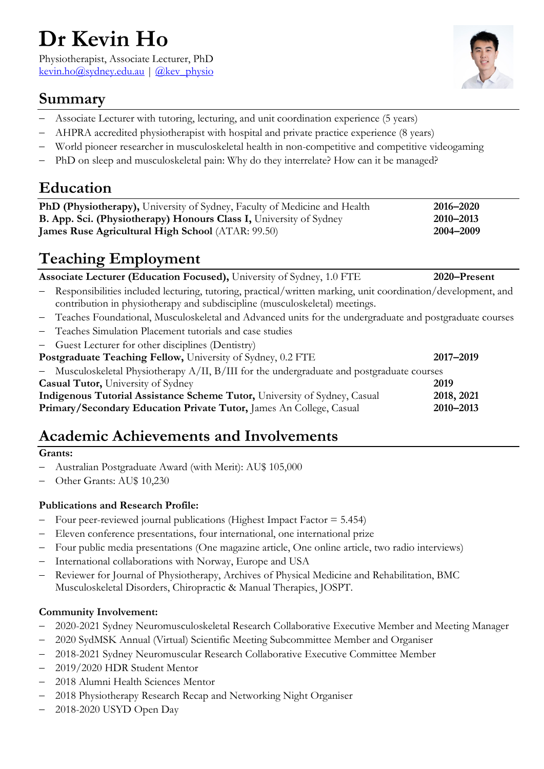# Dr Kevin Ho

Physiotherapist, Associate Lecturer, PhD
kevin.ho@sydney.edu.au | @kev_physio

## Summary

- Associate Lecturer with tutoring, lecturing, and unit coordination experience (5 years)
- AHPRA accredited physiotherapist with hospital and private practice experience (8 years)
- World pioneer researcher in musculoskeletal health in non-competitive and competitive videogaming
- PhD on sleep and musculoskeletal pain: Why do they interrelate? How can it be managed?

## Education

**PhD (Physiotherapy),** University of Sydney, Faculty of Medicine and Health — **2016–2020**
**B. App. Sci. (Physiotherapy) Honours Class I,** University of Sydney — **2010–2013**
**James Ruse Agricultural High School** (ATAR: 99.50) — **2004–2009**

## Teaching Employment

**Associate Lecturer (Education Focused),** University of Sydney, 1.0 FTE — **2020–Present**

- Responsibilities included lecturing, tutoring, practical/written marking, unit coordination/development, and contribution in physiotherapy and subdiscipline (musculoskeletal) meetings.
- Teaches Foundational, Musculoskeletal and Advanced units for the undergraduate and postgraduate courses
- Teaches Simulation Placement tutorials and case studies
- Guest Lecturer for other disciplines (Dentistry)

**Postgraduate Teaching Fellow,** University of Sydney, 0.2 FTE — **2017–2019**

- Musculoskeletal Physiotherapy A/II, B/III for the undergraduate and postgraduate courses

**Casual Tutor,** University of Sydney — **2019**
**Indigenous Tutorial Assistance Scheme Tutor,** University of Sydney, Casual — **2018, 2021**
**Primary/Secondary Education Private Tutor,** James An College, Casual — **2010–2013**

## Academic Achievements and Involvements

**Grants:**

- Australian Postgraduate Award (with Merit): AU$ 105,000
- Other Grants: AU$ 10,230

**Publications and Research Profile:**

- Four peer-reviewed journal publications (Highest Impact Factor = 5.454)
- Eleven conference presentations, four international, one international prize
- Four public media presentations (One magazine article, One online article, two radio interviews)
- International collaborations with Norway, Europe and USA
- Reviewer for Journal of Physiotherapy, Archives of Physical Medicine and Rehabilitation, BMC Musculoskeletal Disorders, Chiropractic & Manual Therapies, JOSPT.

**Community Involvement:**

- 2020-2021 Sydney Neuromusculoskeletal Research Collaborative Executive Member and Meeting Manager
- 2020 SydMSK Annual (Virtual) Scientific Meeting Subcommittee Member and Organiser
- 2018-2021 Sydney Neuromuscular Research Collaborative Executive Committee Member
- 2019/2020 HDR Student Mentor
- 2018 Alumni Health Sciences Mentor
- 2018 Physiotherapy Research Recap and Networking Night Organiser
- 2018-2020 USYD Open Day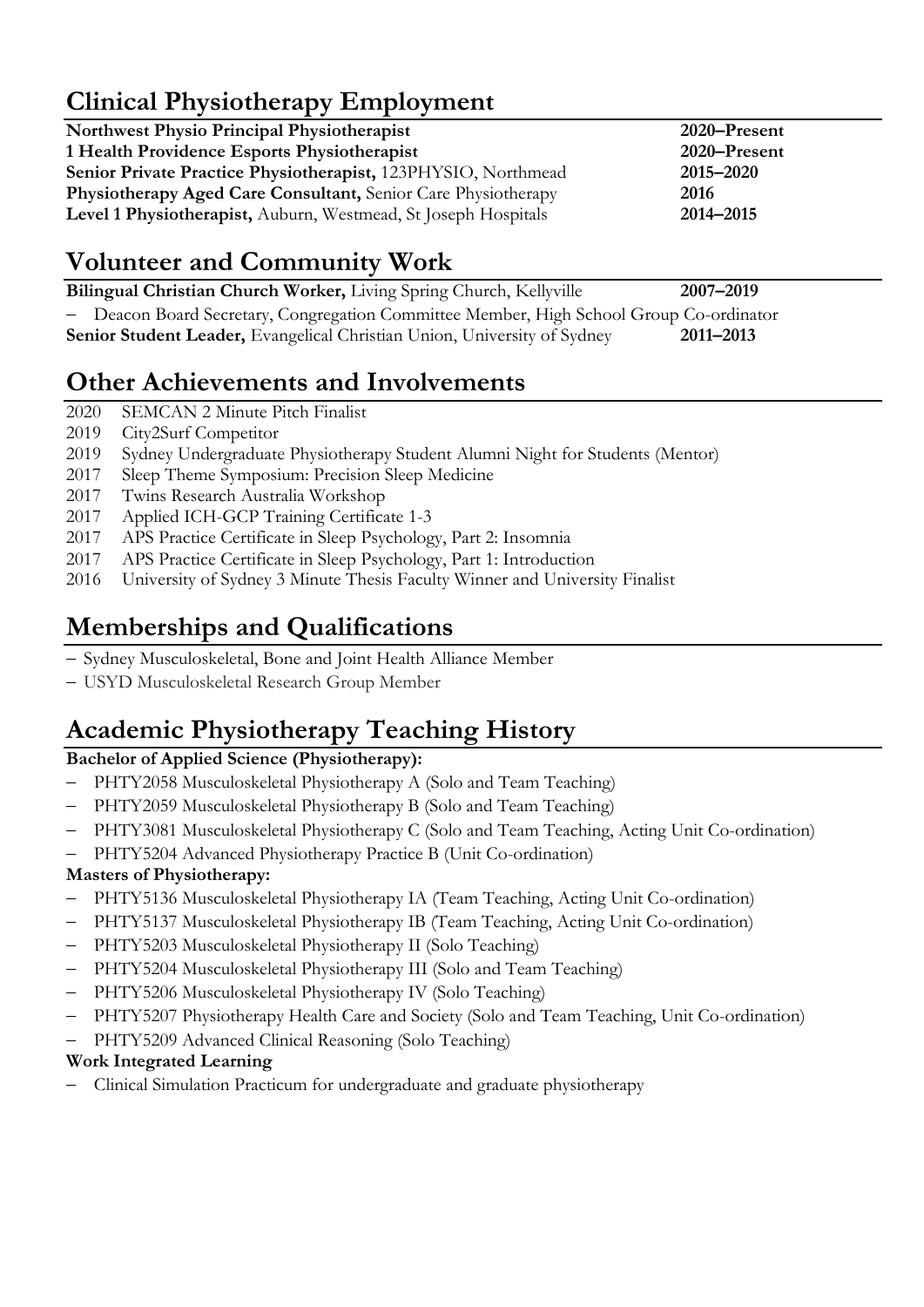## Clinical Physiotherapy Employment

| | |
|---|---|
| **Northwest Physio Principal Physiotherapist** | **2020–Present** |
| **1 Health Providence Esports Physiotherapist** | **2020–Present** |
| **Senior Private Practice Physiotherapist,** 123PHYSIO, Northmead | **2015–2020** |
| **Physiotherapy Aged Care Consultant,** Senior Care Physiotherapy | **2016** |
| **Level 1 Physiotherapist,** Auburn, Westmead, St Joseph Hospitals | **2014–2015** |

## Volunteer and Community Work

**Bilingual Christian Church Worker,** Living Spring Church, Kellyville **2007–2019**

- Deacon Board Secretary, Congregation Committee Member, High School Group Co-ordinator

**Senior Student Leader,** Evangelical Christian Union, University of Sydney **2011–2013**

## Other Achievements and Involvements

- 2020 SEMCAN 2 Minute Pitch Finalist
- 2019 City2Surf Competitor
- 2019 Sydney Undergraduate Physiotherapy Student Alumni Night for Students (Mentor)
- 2017 Sleep Theme Symposium: Precision Sleep Medicine
- 2017 Twins Research Australia Workshop
- 2017 Applied ICH-GCP Training Certificate 1-3
- 2017 APS Practice Certificate in Sleep Psychology, Part 2: Insomnia
- 2017 APS Practice Certificate in Sleep Psychology, Part 1: Introduction
- 2016 University of Sydney 3 Minute Thesis Faculty Winner and University Finalist

## Memberships and Qualifications

- Sydney Musculoskeletal, Bone and Joint Health Alliance Member
- USYD Musculoskeletal Research Group Member

## Academic Physiotherapy Teaching History

**Bachelor of Applied Science (Physiotherapy):**

- PHTY2058 Musculoskeletal Physiotherapy A (Solo and Team Teaching)
- PHTY2059 Musculoskeletal Physiotherapy B (Solo and Team Teaching)
- PHTY3081 Musculoskeletal Physiotherapy C (Solo and Team Teaching, Acting Unit Co-ordination)
- PHTY5204 Advanced Physiotherapy Practice B (Unit Co-ordination)

**Masters of Physiotherapy:**

- PHTY5136 Musculoskeletal Physiotherapy IA (Team Teaching, Acting Unit Co-ordination)
- PHTY5137 Musculoskeletal Physiotherapy IB (Team Teaching, Acting Unit Co-ordination)
- PHTY5203 Musculoskeletal Physiotherapy II (Solo Teaching)
- PHTY5204 Musculoskeletal Physiotherapy III (Solo and Team Teaching)
- PHTY5206 Musculoskeletal Physiotherapy IV (Solo Teaching)
- PHTY5207 Physiotherapy Health Care and Society (Solo and Team Teaching, Unit Co-ordination)
- PHTY5209 Advanced Clinical Reasoning (Solo Teaching)

**Work Integrated Learning**

- Clinical Simulation Practicum for undergraduate and graduate physiotherapy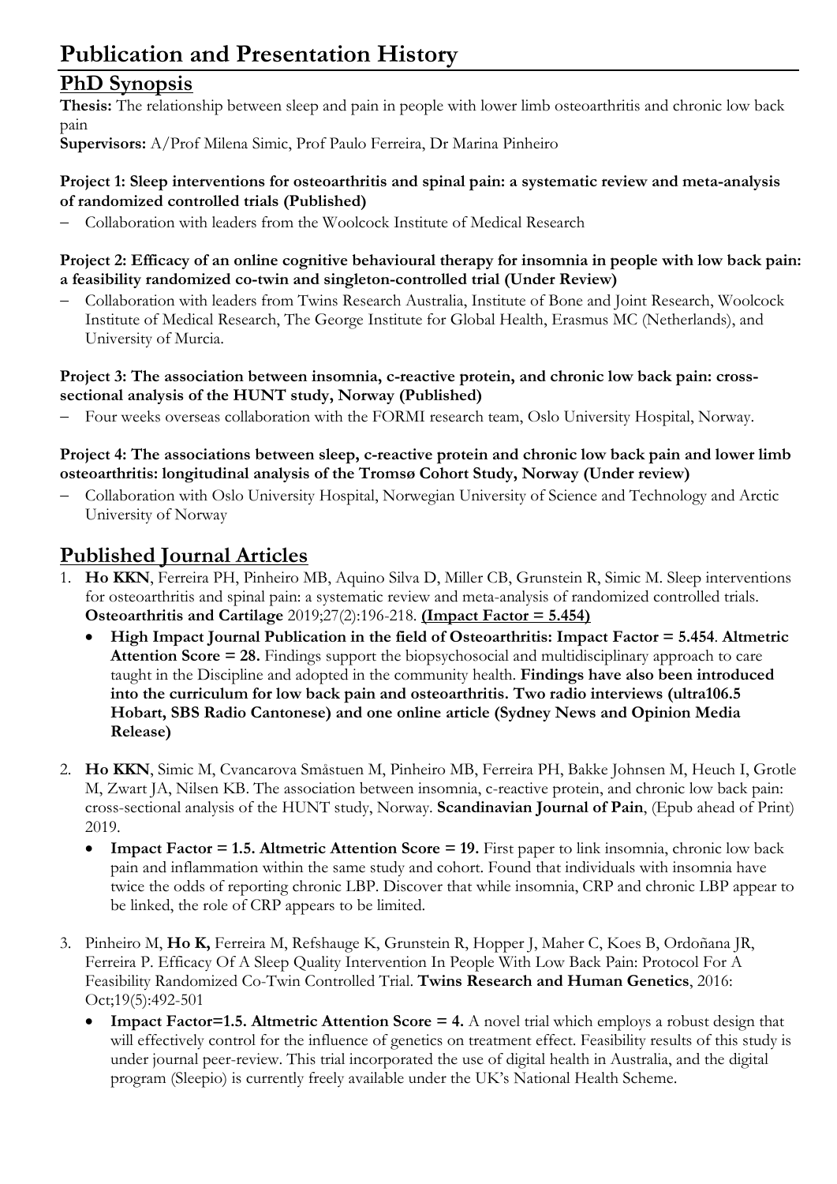# Publication and Presentation History

## PhD Synopsis

**Thesis:** The relationship between sleep and pain in people with lower limb osteoarthritis and chronic low back pain

**Supervisors:** A/Prof Milena Simic, Prof Paulo Ferreira, Dr Marina Pinheiro

**Project 1: Sleep interventions for osteoarthritis and spinal pain: a systematic review and meta-analysis of randomized controlled trials (Published)**

- Collaboration with leaders from the Woolcock Institute of Medical Research

**Project 2: Efficacy of an online cognitive behavioural therapy for insomnia in people with low back pain: a feasibility randomized co-twin and singleton-controlled trial (Under Review)**

- Collaboration with leaders from Twins Research Australia, Institute of Bone and Joint Research, Woolcock Institute of Medical Research, The George Institute for Global Health, Erasmus MC (Netherlands), and University of Murcia.

**Project 3: The association between insomnia, c-reactive protein, and chronic low back pain: cross-sectional analysis of the HUNT study, Norway (Published)**

- Four weeks overseas collaboration with the FORMI research team, Oslo University Hospital, Norway.

**Project 4: The associations between sleep, c-reactive protein and chronic low back pain and lower limb osteoarthritis: longitudinal analysis of the Tromsø Cohort Study, Norway (Under review)**

- Collaboration with Oslo University Hospital, Norwegian University of Science and Technology and Arctic University of Norway

## Published Journal Articles

1. **Ho KKN**, Ferreira PH, Pinheiro MB, Aquino Silva D, Miller CB, Grunstein R, Simic M. Sleep interventions for osteoarthritis and spinal pain: a systematic review and meta-analysis of randomized controlled trials. **Osteoarthritis and Cartilage** 2019;27(2):196-218. **(Impact Factor = 5.454)**
   - **High Impact Journal Publication in the field of Osteoarthritis: Impact Factor = 5.454**. **Altmetric Attention Score = 28.** Findings support the biopsychosocial and multidisciplinary approach to care taught in the Discipline and adopted in the community health. **Findings have also been introduced into the curriculum for low back pain and osteoarthritis. Two radio interviews (ultra106.5 Hobart, SBS Radio Cantonese) and one online article (Sydney News and Opinion Media Release)**

2. **Ho KKN**, Simic M, Cvancarova Småstuen M, Pinheiro MB, Ferreira PH, Bakke Johnsen M, Heuch I, Grotle M, Zwart JA, Nilsen KB. The association between insomnia, c-reactive protein, and chronic low back pain: cross-sectional analysis of the HUNT study, Norway. **Scandinavian Journal of Pain**, (Epub ahead of Print) 2019.
   - **Impact Factor = 1.5. Altmetric Attention Score = 19.** First paper to link insomnia, chronic low back pain and inflammation within the same study and cohort. Found that individuals with insomnia have twice the odds of reporting chronic LBP. Discover that while insomnia, CRP and chronic LBP appear to be linked, the role of CRP appears to be limited.

3. Pinheiro M, **Ho K,** Ferreira M, Refshauge K, Grunstein R, Hopper J, Maher C, Koes B, Ordoñana JR, Ferreira P. Efficacy Of A Sleep Quality Intervention In People With Low Back Pain: Protocol For A Feasibility Randomized Co-Twin Controlled Trial. **Twins Research and Human Genetics**, 2016: Oct;19(5):492-501
   - **Impact Factor=1.5. Altmetric Attention Score = 4.** A novel trial which employs a robust design that will effectively control for the influence of genetics on treatment effect. Feasibility results of this study is under journal peer-review. This trial incorporated the use of digital health in Australia, and the digital program (Sleepio) is currently freely available under the UK's National Health Scheme.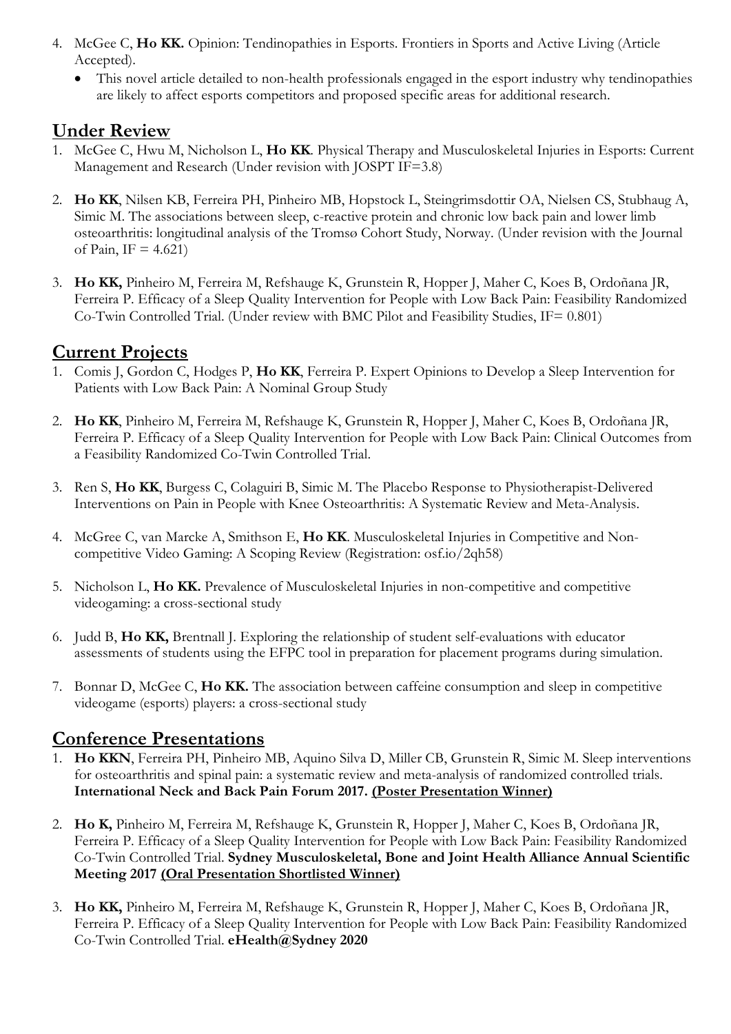4. McGee C, **Ho KK.** Opinion: Tendinopathies in Esports. Frontiers in Sports and Active Living (Article Accepted).
   - This novel article detailed to non-health professionals engaged in the esport industry why tendinopathies are likely to affect esports competitors and proposed specific areas for additional research.

## Under Review

1. McGee C, Hwu M, Nicholson L, **Ho KK**. Physical Therapy and Musculoskeletal Injuries in Esports: Current Management and Research (Under revision with JOSPT IF=3.8)

2. **Ho KK**, Nilsen KB, Ferreira PH, Pinheiro MB, Hopstock L, Steingrimsdottir OA, Nielsen CS, Stubhaug A, Simic M. The associations between sleep, c-reactive protein and chronic low back pain and lower limb osteoarthritis: longitudinal analysis of the Tromsø Cohort Study, Norway. (Under revision with the Journal of Pain, IF = 4.621)

3. **Ho KK,** Pinheiro M, Ferreira M, Refshauge K, Grunstein R, Hopper J, Maher C, Koes B, Ordoñana JR, Ferreira P. Efficacy of a Sleep Quality Intervention for People with Low Back Pain: Feasibility Randomized Co-Twin Controlled Trial. (Under review with BMC Pilot and Feasibility Studies, IF= 0.801)

## Current Projects

1. Comis J, Gordon C, Hodges P, **Ho KK**, Ferreira P. Expert Opinions to Develop a Sleep Intervention for Patients with Low Back Pain: A Nominal Group Study

2. **Ho KK**, Pinheiro M, Ferreira M, Refshauge K, Grunstein R, Hopper J, Maher C, Koes B, Ordoñana JR, Ferreira P. Efficacy of a Sleep Quality Intervention for People with Low Back Pain: Clinical Outcomes from a Feasibility Randomized Co-Twin Controlled Trial.

3. Ren S, **Ho KK**, Burgess C, Colaguiri B, Simic M. The Placebo Response to Physiotherapist-Delivered Interventions on Pain in People with Knee Osteoarthritis: A Systematic Review and Meta-Analysis.

4. McGree C, van Marcke A, Smithson E, **Ho KK**. Musculoskeletal Injuries in Competitive and Non-competitive Video Gaming: A Scoping Review (Registration: osf.io/2qh58)

5. Nicholson L, **Ho KK.** Prevalence of Musculoskeletal Injuries in non-competitive and competitive videogaming: a cross-sectional study

6. Judd B, **Ho KK,** Brentnall J. Exploring the relationship of student self-evaluations with educator assessments of students using the EFPC tool in preparation for placement programs during simulation.

7. Bonnar D, McGee C, **Ho KK.** The association between caffeine consumption and sleep in competitive videogame (esports) players: a cross-sectional study

## Conference Presentations

1. **Ho KKN**, Ferreira PH, Pinheiro MB, Aquino Silva D, Miller CB, Grunstein R, Simic M. Sleep interventions for osteoarthritis and spinal pain: a systematic review and meta-analysis of randomized controlled trials. **International Neck and Back Pain Forum 2017. <u>(Poster Presentation Winner)</u>**

2. **Ho K,** Pinheiro M, Ferreira M, Refshauge K, Grunstein R, Hopper J, Maher C, Koes B, Ordoñana JR, Ferreira P. Efficacy of a Sleep Quality Intervention for People with Low Back Pain: Feasibility Randomized Co-Twin Controlled Trial. **Sydney Musculoskeletal, Bone and Joint Health Alliance Annual Scientific Meeting 2017 <u>(Oral Presentation Shortlisted Winner)</u>**

3. **Ho KK,** Pinheiro M, Ferreira M, Refshauge K, Grunstein R, Hopper J, Maher C, Koes B, Ordoñana JR, Ferreira P. Efficacy of a Sleep Quality Intervention for People with Low Back Pain: Feasibility Randomized Co-Twin Controlled Trial. **eHealth@Sydney 2020**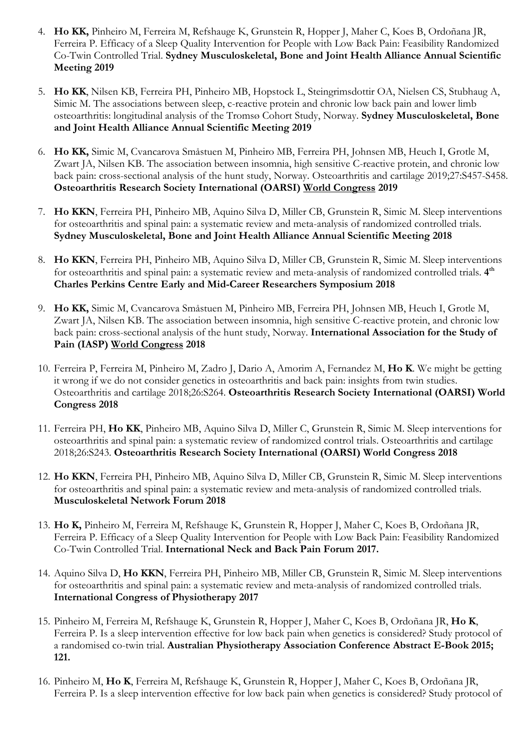4. **Ho KK,** Pinheiro M, Ferreira M, Refshauge K, Grunstein R, Hopper J, Maher C, Koes B, Ordoñana JR, Ferreira P. Efficacy of a Sleep Quality Intervention for People with Low Back Pain: Feasibility Randomized Co-Twin Controlled Trial. **Sydney Musculoskeletal, Bone and Joint Health Alliance Annual Scientific Meeting 2019**

5. **Ho KK**, Nilsen KB, Ferreira PH, Pinheiro MB, Hopstock L, Steingrimsdottir OA, Nielsen CS, Stubhaug A, Simic M. The associations between sleep, c-reactive protein and chronic low back pain and lower limb osteoarthritis: longitudinal analysis of the Tromsø Cohort Study, Norway. **Sydney Musculoskeletal, Bone and Joint Health Alliance Annual Scientific Meeting 2019**

6. **Ho KK,** Simic M, Cvancarova Småstuen M, Pinheiro MB, Ferreira PH, Johnsen MB, Heuch I, Grotle M, Zwart JA, Nilsen KB. The association between insomnia, high sensitive C-reactive protein, and chronic low back pain: cross-sectional analysis of the hunt study, Norway. Osteoarthritis and cartilage 2019;27:S457-S458. **Osteoarthritis Research Society International (OARSI) <u>World Congress</u> 2019**

7. **Ho KKN**, Ferreira PH, Pinheiro MB, Aquino Silva D, Miller CB, Grunstein R, Simic M. Sleep interventions for osteoarthritis and spinal pain: a systematic review and meta-analysis of randomized controlled trials. **Sydney Musculoskeletal, Bone and Joint Health Alliance Annual Scientific Meeting 2018**

8. **Ho KKN**, Ferreira PH, Pinheiro MB, Aquino Silva D, Miller CB, Grunstein R, Simic M. Sleep interventions for osteoarthritis and spinal pain: a systematic review and meta-analysis of randomized controlled trials. **4th Charles Perkins Centre Early and Mid-Career Researchers Symposium 2018**

9. **Ho KK,** Simic M, Cvancarova Småstuen M, Pinheiro MB, Ferreira PH, Johnsen MB, Heuch I, Grotle M, Zwart JA, Nilsen KB. The association between insomnia, high sensitive C-reactive protein, and chronic low back pain: cross-sectional analysis of the hunt study, Norway. **International Association for the Study of Pain (IASP) <u>World Congress</u> 2018**

10. Ferreira P, Ferreira M, Pinheiro M, Zadro J, Dario A, Amorim A, Fernandez M, **Ho K**. We might be getting it wrong if we do not consider genetics in osteoarthritis and back pain: insights from twin studies. Osteoarthritis and cartilage 2018;26:S264. **Osteoarthritis Research Society International (OARSI) World Congress 2018**

11. Ferreira PH, **Ho KK**, Pinheiro MB, Aquino Silva D, Miller C, Grunstein R, Simic M. Sleep interventions for osteoarthritis and spinal pain: a systematic review of randomized control trials. Osteoarthritis and cartilage 2018;26:S243. **Osteoarthritis Research Society International (OARSI) World Congress 2018**

12. **Ho KKN**, Ferreira PH, Pinheiro MB, Aquino Silva D, Miller CB, Grunstein R, Simic M. Sleep interventions for osteoarthritis and spinal pain: a systematic review and meta-analysis of randomized controlled trials. **Musculoskeletal Network Forum 2018**

13. **Ho K,** Pinheiro M, Ferreira M, Refshauge K, Grunstein R, Hopper J, Maher C, Koes B, Ordoñana JR, Ferreira P. Efficacy of a Sleep Quality Intervention for People with Low Back Pain: Feasibility Randomized Co-Twin Controlled Trial. **International Neck and Back Pain Forum 2017.**

14. Aquino Silva D, **Ho KKN**, Ferreira PH, Pinheiro MB, Miller CB, Grunstein R, Simic M. Sleep interventions for osteoarthritis and spinal pain: a systematic review and meta-analysis of randomized controlled trials. **International Congress of Physiotherapy 2017**

15. Pinheiro M, Ferreira M, Refshauge K, Grunstein R, Hopper J, Maher C, Koes B, Ordoñana JR, **Ho K**, Ferreira P. Is a sleep intervention effective for low back pain when genetics is considered? Study protocol of a randomised co-twin trial. **Australian Physiotherapy Association Conference Abstract E-Book 2015; 121.**

16. Pinheiro M, **Ho K**, Ferreira M, Refshauge K, Grunstein R, Hopper J, Maher C, Koes B, Ordoñana JR, Ferreira P. Is a sleep intervention effective for low back pain when genetics is considered? Study protocol of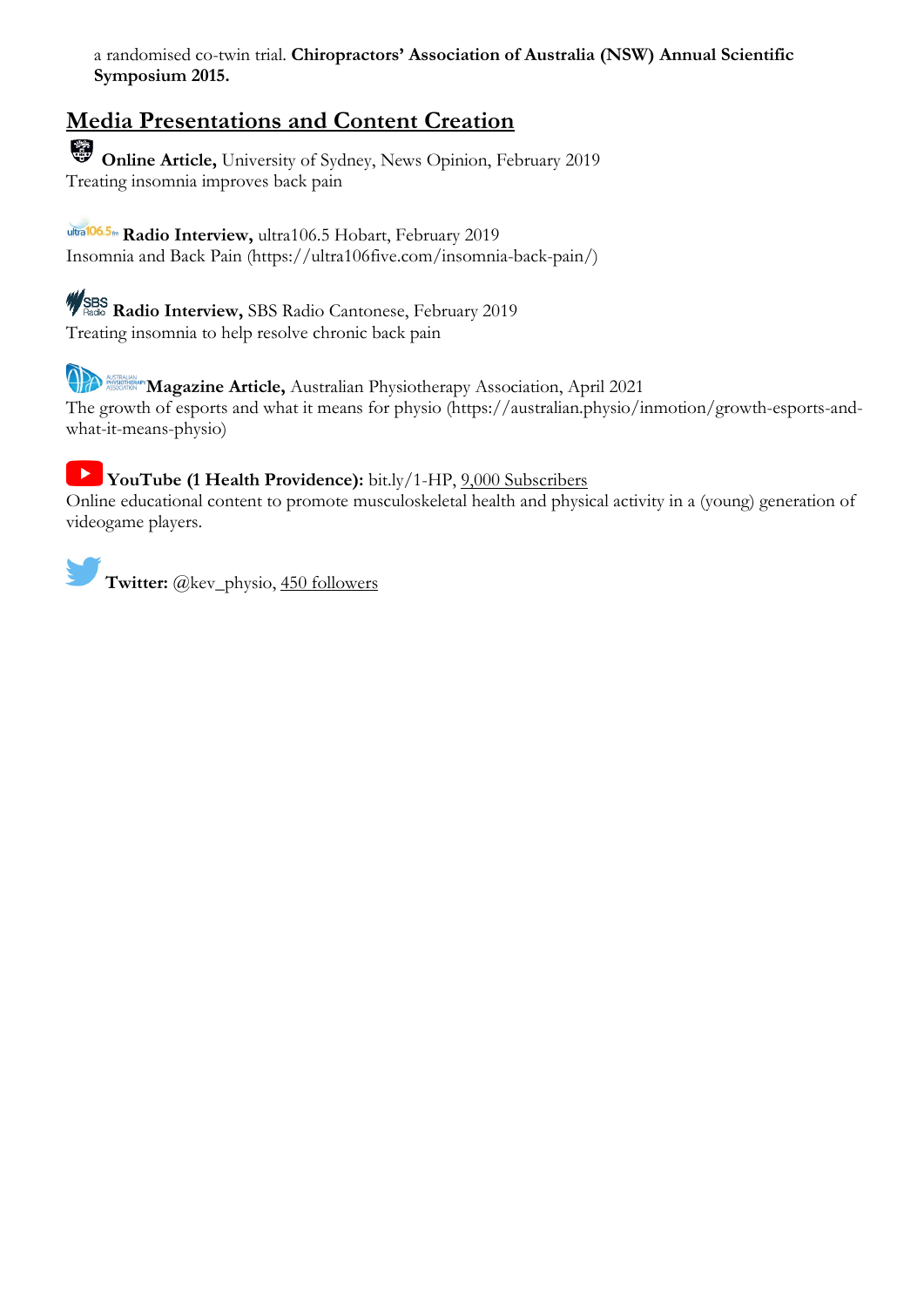a randomised co-twin trial. **Chiropractors' Association of Australia (NSW) Annual Scientific Symposium 2015.**

## Media Presentations and Content Creation

**Online Article,** University of Sydney, News Opinion, February 2019
Treating insomnia improves back pain

**Radio Interview,** ultra106.5 Hobart, February 2019
Insomnia and Back Pain (https://ultra106five.com/insomnia-back-pain/)

**Radio Interview,** SBS Radio Cantonese, February 2019
Treating insomnia to help resolve chronic back pain

**Magazine Article,** Australian Physiotherapy Association, April 2021
The growth of esports and what it means for physio (https://australian.physio/inmotion/growth-esports-and-what-it-means-physio)

**YouTube (1 Health Providence):** bit.ly/1-HP, 9,000 Subscribers
Online educational content to promote musculoskeletal health and physical activity in a (young) generation of videogame players.

**Twitter:** @kev_physio, 450 followers